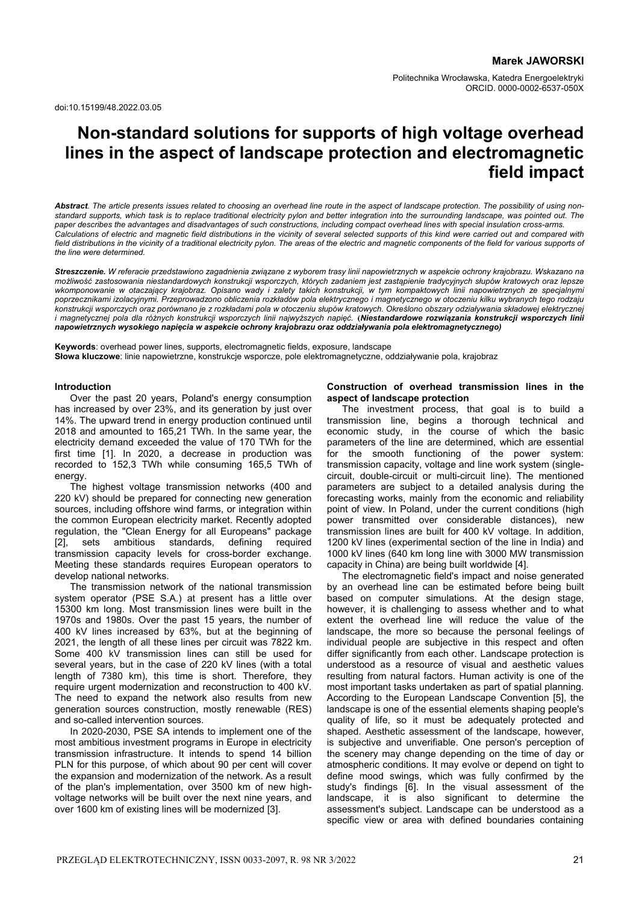**Marek JAWORSKI**

Politechnika Wrocławska, Katedra Energoelektryki
ORCID. 0000-0002-6537-050X

doi:10.15199/48.2022.03.05

# Non-standard solutions for supports of high voltage overhead lines in the aspect of landscape protection and electromagnetic field impact

***Abstract**. The article presents issues related to choosing an overhead line route in the aspect of landscape protection. The possibility of using non-standard supports, which task is to replace traditional electricity pylon and better integration into the surrounding landscape, was pointed out. The paper describes the advantages and disadvantages of such constructions, including compact overhead lines with special insulation cross-arms. Calculations of electric and magnetic field distributions in the vicinity of several selected supports of this kind were carried out and compared with field distributions in the vicinity of a traditional electricity pylon. The areas of the electric and magnetic components of the field for various supports of the line were determined.*

***Streszczenie.** W referacie przedstawiono zagadnienia związane z wyborem trasy linii napowietrznych w aspekcie ochrony krajobrazu. Wskazano na możliwość zastosowania niestandardowych konstrukcji wsporczych, których zadaniem jest zastąpienie tradycyjnych słupów kratowych oraz lepsze wkomponowanie w otaczający krajobraz. Opisano wady i zalety takich konstrukcji, w tym kompaktowych linii napowietrznych ze specjalnymi poprzecznikami izolacyjnymi. Przeprowadzono obliczenia rozkładów pola elektrycznego i magnetycznego w otoczeniu kilku wybranych tego rodzaju konstrukcji wsporczych oraz porównano je z rozkładami pola w otoczeniu słupów kratowych. Określono obszary oddziaływania składowej elektrycznej i magnetycznej pola dla różnych konstrukcji wsporczych linii najwyższych napięć. (**Niestandardowe rozwiązania konstrukcji wsporczych linii napowietrznych wysokiego napięcia w aspekcie ochrony krajobrazu oraz oddziaływania pola elektromagnetycznego**)*

**Keywords**: overhead power lines, supports, electromagnetic fields, exposure, landscape
**Słowa kluczowe**: linie napowietrzne, konstrukcje wsporcze, pole elektromagnetyczne, oddziaływanie pola, krajobraz

## Introduction

Over the past 20 years, Poland's energy consumption has increased by over 23%, and its generation by just over 14%. The upward trend in energy production continued until 2018 and amounted to 165,21 TWh. In the same year, the electricity demand exceeded the value of 170 TWh for the first time [1]. In 2020, a decrease in production was recorded to 152,3 TWh while consuming 165,5 TWh of energy.

The highest voltage transmission networks (400 and 220 kV) should be prepared for connecting new generation sources, including offshore wind farms, or integration within the common European electricity market. Recently adopted regulation, the "Clean Energy for all Europeans" package [2], sets ambitious standards, defining required transmission capacity levels for cross-border exchange. Meeting these standards requires European operators to develop national networks.

The transmission network of the national transmission system operator (PSE S.A.) at present has a little over 15300 km long. Most transmission lines were built in the 1970s and 1980s. Over the past 15 years, the number of 400 kV lines increased by 63%, but at the beginning of 2021, the length of all these lines per circuit was 7822 km. Some 400 kV transmission lines can still be used for several years, but in the case of 220 kV lines (with a total length of 7380 km), this time is short. Therefore, they require urgent modernization and reconstruction to 400 kV. The need to expand the network also results from new generation sources construction, mostly renewable (RES) and so-called intervention sources.

In 2020-2030, PSE SA intends to implement one of the most ambitious investment programs in Europe in electricity transmission infrastructure. It intends to spend 14 billion PLN for this purpose, of which about 90 per cent will cover the expansion and modernization of the network. As a result of the plan's implementation, over 3500 km of new high-voltage networks will be built over the next nine years, and over 1600 km of existing lines will be modernized [3].

## Construction of overhead transmission lines in the aspect of landscape protection

The investment process, that goal is to build a transmission line, begins a thorough technical and economic study, in the course of which the basic parameters of the line are determined, which are essential for the smooth functioning of the power system: transmission capacity, voltage and line work system (single-circuit, double-circuit or multi-circuit line). The mentioned parameters are subject to a detailed analysis during the forecasting works, mainly from the economic and reliability point of view. In Poland, under the current conditions (high power transmitted over considerable distances), new transmission lines are built for 400 kV voltage. In addition, 1200 kV lines (experimental section of the line in India) and 1000 kV lines (640 km long line with 3000 MW transmission capacity in China) are being built worldwide [4].

The electromagnetic field's impact and noise generated by an overhead line can be estimated before being built based on computer simulations. At the design stage, however, it is challenging to assess whether and to what extent the overhead line will reduce the value of the landscape, the more so because the personal feelings of individual people are subjective in this respect and often differ significantly from each other. Landscape protection is understood as a resource of visual and aesthetic values resulting from natural factors. Human activity is one of the most important tasks undertaken as part of spatial planning. According to the European Landscape Convention [5], the landscape is one of the essential elements shaping people's quality of life, so it must be adequately protected and shaped. Aesthetic assessment of the landscape, however, is subjective and unverifiable. One person's perception of the scenery may change depending on the time of day or atmospheric conditions. It may evolve or depend on tight to define mood swings, which was fully confirmed by the study's findings [6]. In the visual assessment of the landscape, it is also significant to determine the assessment's subject. Landscape can be understood as a specific view or area with defined boundaries containing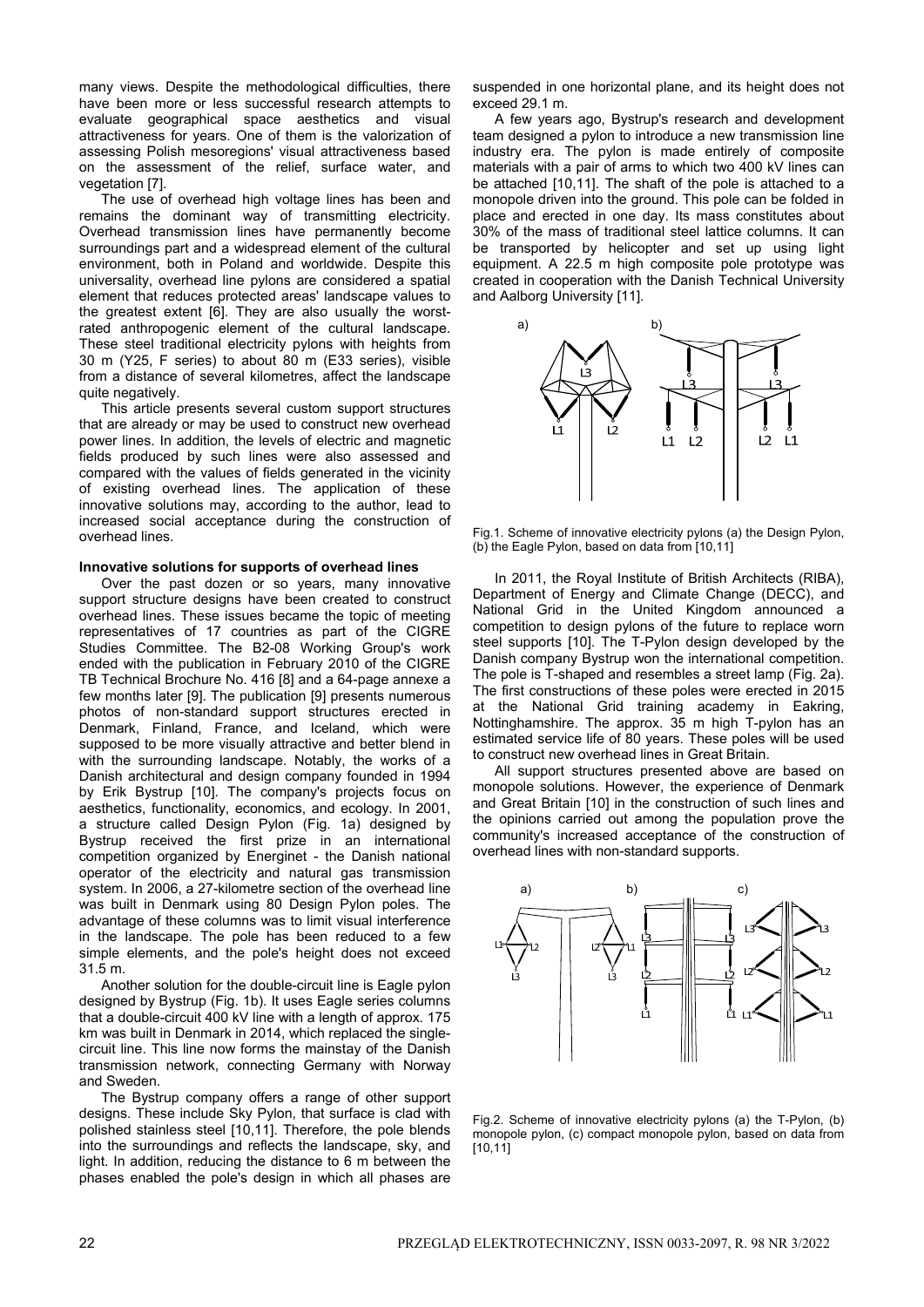many views. Despite the methodological difficulties, there have been more or less successful research attempts to evaluate geographical space aesthetics and visual attractiveness for years. One of them is the valorization of assessing Polish mesoregions' visual attractiveness based on the assessment of the relief, surface water, and vegetation [7].

The use of overhead high voltage lines has been and remains the dominant way of transmitting electricity. Overhead transmission lines have permanently become surroundings part and a widespread element of the cultural environment, both in Poland and worldwide. Despite this universality, overhead line pylons are considered a spatial element that reduces protected areas' landscape values to the greatest extent [6]. They are also usually the worst-rated anthropogenic element of the cultural landscape. These steel traditional electricity pylons with heights from 30 m (Y25, F series) to about 80 m (E33 series), visible from a distance of several kilometres, affect the landscape quite negatively.

This article presents several custom support structures that are already or may be used to construct new overhead power lines. In addition, the levels of electric and magnetic fields produced by such lines were also assessed and compared with the values of fields generated in the vicinity of existing overhead lines. The application of these innovative solutions may, according to the author, lead to increased social acceptance during the construction of overhead lines.

**Innovative solutions for supports of overhead lines**

Over the past dozen or so years, many innovative support structure designs have been created to construct overhead lines. These issues became the topic of meeting representatives of 17 countries as part of the CIGRE Studies Committee. The B2-08 Working Group's work ended with the publication in February 2010 of the CIGRE TB Technical Brochure No. 416 [8] and a 64-page annexe a few months later [9]. The publication [9] presents numerous photos of non-standard support structures erected in Denmark, Finland, France, and Iceland, which were supposed to be more visually attractive and better blend in with the surrounding landscape. Notably, the works of a Danish architectural and design company founded in 1994 by Erik Bystrup [10]. The company's projects focus on aesthetics, functionality, economics, and ecology. In 2001, a structure called Design Pylon (Fig. 1a) designed by Bystrup received the first prize in an international competition organized by Energinet - the Danish national operator of the electricity and natural gas transmission system. In 2006, a 27-kilometre section of the overhead line was built in Denmark using 80 Design Pylon poles. The advantage of these columns was to limit visual interference in the landscape. The pole has been reduced to a few simple elements, and the pole's height does not exceed 31.5 m.

Another solution for the double-circuit line is Eagle pylon designed by Bystrup (Fig. 1b). It uses Eagle series columns that a double-circuit 400 kV line with a length of approx. 175 km was built in Denmark in 2014, which replaced the single-circuit line. This line now forms the mainstay of the Danish transmission network, connecting Germany with Norway and Sweden.

The Bystrup company offers a range of other support designs. These include Sky Pylon, that surface is clad with polished stainless steel [10,11]. Therefore, the pole blends into the surroundings and reflects the landscape, sky, and light. In addition, reducing the distance to 6 m between the phases enabled the pole's design in which all phases are suspended in one horizontal plane, and its height does not exceed 29.1 m.

A few years ago, Bystrup's research and development team designed a pylon to introduce a new transmission line industry era. The pylon is made entirely of composite materials with a pair of arms to which two 400 kV lines can be attached [10,11]. The shaft of the pole is attached to a monopole driven into the ground. This pole can be folded in place and erected in one day. Its mass constitutes about 30% of the mass of traditional steel lattice columns. It can be transported by helicopter and set up using light equipment. A 22.5 m high composite pole prototype was created in cooperation with the Danish Technical University and Aalborg University [11].

Fig.1. Scheme of innovative electricity pylons (a) the Design Pylon, (b) the Eagle Pylon, based on data from [10,11]

In 2011, the Royal Institute of British Architects (RIBA), Department of Energy and Climate Change (DECC), and National Grid in the United Kingdom announced a competition to design pylons of the future to replace worn steel supports [10]. The T-Pylon design developed by the Danish company Bystrup won the international competition. The pole is T-shaped and resembles a street lamp (Fig. 2a). The first constructions of these poles were erected in 2015 at the National Grid training academy in Eakring, Nottinghamshire. The approx. 35 m high T-pylon has an estimated service life of 80 years. These poles will be used to construct new overhead lines in Great Britain.

All support structures presented above are based on monopole solutions. However, the experience of Denmark and Great Britain [10] in the construction of such lines and the opinions carried out among the population prove the community's increased acceptance of the construction of overhead lines with non-standard supports.

Fig.2. Scheme of innovative electricity pylons (a) the T-Pylon, (b) monopole pylon, (c) compact monopole pylon, based on data from [10,11]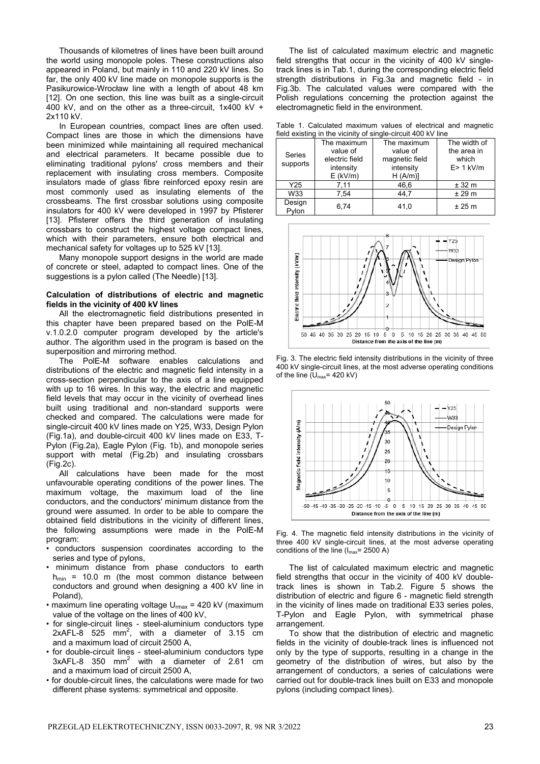Thousands of kilometres of lines have been built around the world using monopole poles. These constructions also appeared in Poland, but mainly in 110 and 220 kV lines. So far, the only 400 kV line made on monopole supports is the Pasikurowice-Wrocław line with a length of about 48 km [12]. On one section, this line was built as a single-circuit 400 kV, and on the other as a three-circuit, 1x400 kV + 2x110 kV.

In European countries, compact lines are often used. Compact lines are those in which the dimensions have been minimized while maintaining all required mechanical and electrical parameters. It became possible due to eliminating traditional pylons' cross members and their replacement with insulating cross members. Composite insulators made of glass fibre reinforced epoxy resin are most commonly used as insulating elements of the crossbeams. The first crossbar solutions using composite insulators for 400 kV were developed in 1997 by Pfisterer [13]. Pfisterer offers the third generation of insulating crossbars to construct the highest voltage compact lines, which with their parameters, ensure both electrical and mechanical safety for voltages up to 525 kV [13].

Many monopole support designs in the world are made of concrete or steel, adapted to compact lines. One of the suggestions is a pylon called (The Needle) [13].

**Calculation of distributions of electric and magnetic fields in the vicinity of 400 kV lines**

All the electromagnetic field distributions presented in this chapter have been prepared based on the PolE-M v.1.0.2.0 computer program developed by the article's author. The algorithm used in the program is based on the superposition and mirroring method.

The PolE-M software enables calculations and distributions of the electric and magnetic field intensity in a cross-section perpendicular to the axis of a line equipped with up to 16 wires. In this way, the electric and magnetic field levels that may occur in the vicinity of overhead lines built using traditional and non-standard supports were checked and compared. The calculations were made for single-circuit 400 kV lines made on Y25, W33, Design Pylon (Fig.1a), and double-circuit 400 kV lines made on E33, T-Pylon (Fig.2a), Eagle Pylon (Fig. 1b), and monopole series support with metal (Fig.2b) and insulating crossbars (Fig.2c).

All calculations have been made for the most unfavourable operating conditions of the power lines. The maximum voltage, the maximum load of the line conductors, and the conductors' minimum distance from the ground were assumed. In order to be able to compare the obtained field distributions in the vicinity of different lines, the following assumptions were made in the PolE-M program:

- conductors suspension coordinates according to the series and type of pylons,
- minimum distance from phase conductors to earth $h_{min}$ = 10.0 m (the most common distance between conductors and ground when designing a 400 kV line in Poland),
- maximum line operating voltage $U_{rmax}$ = 420 kV (maximum value of the voltage on the lines of 400 kV,
- for single-circuit lines - steel-aluminium conductors type 2xAFL-8 525 mm$^2$, with a diameter of 3.15 cm and a maximum load of circuit 2500 A,
- for double-circuit lines - steel-aluminium conductors type 3xAFL-8 350 mm$^2$ with a diameter of 2.61 cm and a maximum load of circuit 2500 A,
- for double-circuit lines, the calculations were made for two different phase systems: symmetrical and opposite.

The list of calculated maximum electric and magnetic field strengths that occur in the vicinity of 400 kV single-track lines is in Tab.1, during the corresponding electric field strength distributions in Fig.3a and magnetic field - in Fig.3b. The calculated values were compared with the Polish regulations concerning the protection against the electromagnetic field in the environment.

Table 1. Calculated maximum values of electrical and magnetic field existing in the vicinity of single-circuit 400 kV line

| Series supports | The maximum value of electric field intensity E (kV/m) | The maximum value of magnetic field intensity H (A/m)] | The width of the area in which E> 1 kV/m |
|---|---|---|---|
| Y25 | 7,11 | 46,6 | ± 32 m |
| W33 | 7,54 | 44,7 | ± 29 m |
| Design Pylon | 6,74 | 41,0 | ± 25 m |

Fig. 3. The electric field intensity distributions in the vicinity of three 400 kV single-circuit lines, at the most adverse operating conditions of the line ($U_{max}$= 420 kV)

Fig. 4. The magnetic field intensity distributions in the vicinity of three 400 kV single-circuit lines, at the most adverse operating conditions of the line ($I_{max}$= 2500 A)

The list of calculated maximum electric and magnetic field strengths that occur in the vicinity of 400 kV double-track lines is shown in Tab.2. Figure 5 shows the distribution of electric and figure 6 - magnetic field strength in the vicinity of lines made on traditional E33 series poles, T-Pylon and Eagle Pylon, with symmetrical phase arrangement.

To show that the distribution of electric and magnetic fields in the vicinity of double-track lines is influenced not only by the type of supports, resulting in a change in the geometry of the distribution of wires, but also by the arrangement of conductors, a series of calculations were carried out for double-track lines built on E33 and monopole pylons (including compact lines).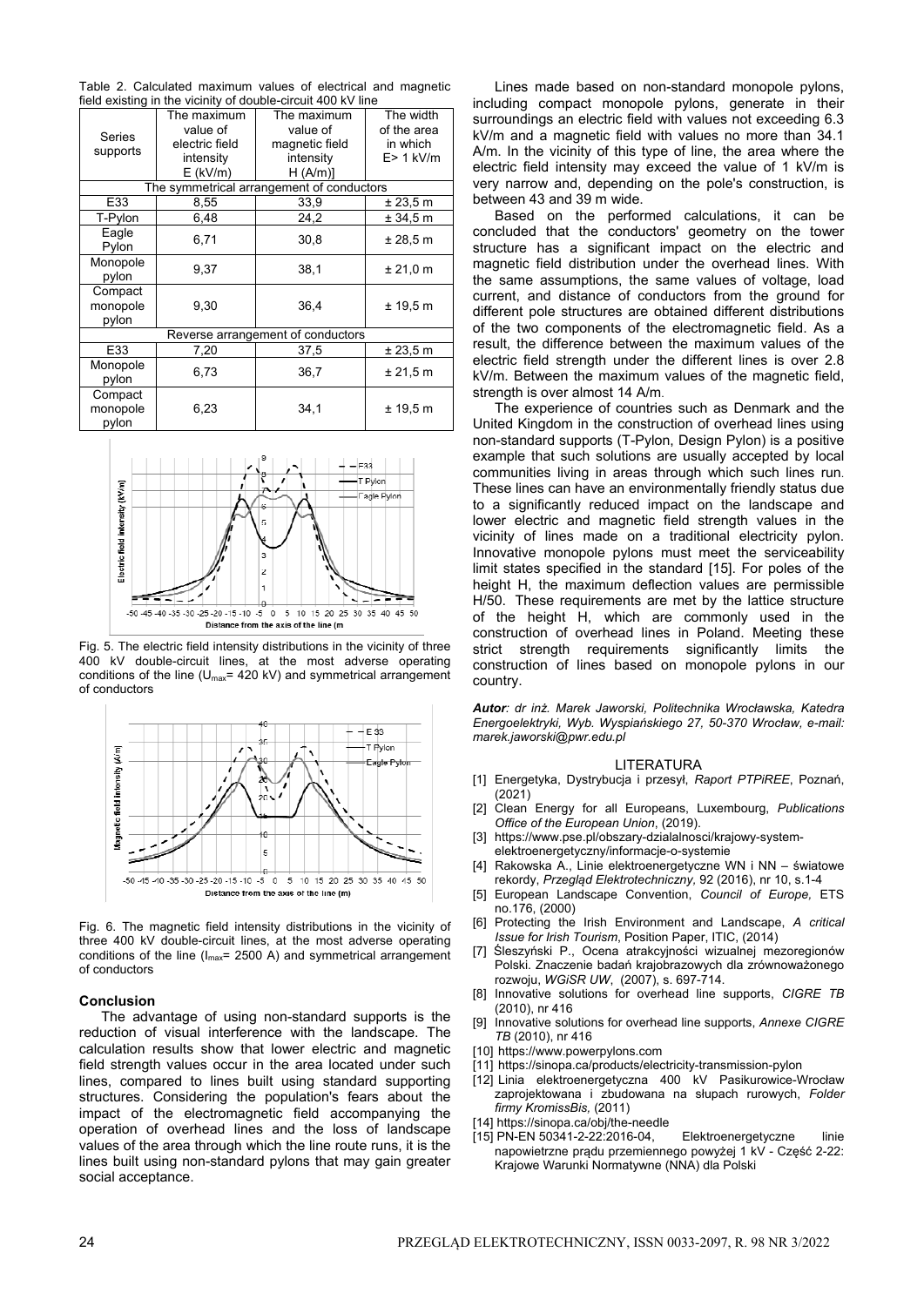Table 2. Calculated maximum values of electrical and magnetic field existing in the vicinity of double-circuit 400 kV line

| Series supports | The maximum value of electric field intensity E (kV/m) | The maximum value of magnetic field intensity H (A/m)] | The width of the area in which E> 1 kV/m |
|---|---|---|---|
| The symmetrical arrangement of conductors | | | |
| E33 | 8,55 | 33,9 | ± 23,5 m |
| T-Pylon | 6,48 | 24,2 | ± 34,5 m |
| Eagle Pylon | 6,71 | 30,8 | ± 28,5 m |
| Monopole pylon | 9,37 | 38,1 | ± 21,0 m |
| Compact monopole pylon | 9,30 | 36,4 | ± 19,5 m |
| Reverse arrangement of conductors | | | |
| E33 | 7,20 | 37,5 | ± 23,5 m |
| Monopole pylon | 6,73 | 36,7 | ± 21,5 m |
| Compact monopole pylon | 6,23 | 34,1 | ± 19,5 m |

Electric field intensity (kV/m)
E33
T Pylon
Eagle Pylon
0 1 2 3 4 5 6 7 8 9
-50 -45 -40 -35 -30 -25 -20 -15 -10 -5 0 5 10 15 20 25 30 35 40 45 50
Distance from the axis of the line (m

Fig. 5. The electric field intensity distributions in the vicinity of three 400 kV double-circuit lines, at the most adverse operating conditions of the line ($U_{max}$= 420 kV) and symmetrical arrangement of conductors

Magnetic field intensity (A/m)
E 33
T Pylon
Eagle Pylon
0 5 10 15 20 25 30 35 40
-50 -45 -40 -35 -30 -25 -20 -15 -10 -5 0 5 10 15 20 25 30 35 40 45 50
Distance from the axis of the line (m)

Fig. 6. The magnetic field intensity distributions in the vicinity of three 400 kV double-circuit lines, at the most adverse operating conditions of the line ($I_{max}$= 2500 A) and symmetrical arrangement of conductors

## Conclusion

The advantage of using non-standard supports is the reduction of visual interference with the landscape. The calculation results show that lower electric and magnetic field strength values occur in the area located under such lines, compared to lines built using standard supporting structures. Considering the population's fears about the impact of the electromagnetic field accompanying the operation of overhead lines and the loss of landscape values of the area through which the line route runs, it is the lines built using non-standard pylons that may gain greater social acceptance.

Lines made based on non-standard monopole pylons, including compact monopole pylons, generate in their surroundings an electric field with values not exceeding 6.3 kV/m and a magnetic field with values no more than 34.1 A/m. In the vicinity of this type of line, the area where the electric field intensity may exceed the value of 1 kV/m is very narrow and, depending on the pole's construction, is between 43 and 39 m wide.

Based on the performed calculations, it can be concluded that the conductors' geometry on the tower structure has a significant impact on the electric and magnetic field distribution under the overhead lines. With the same assumptions, the same values of voltage, load current, and distance of conductors from the ground for different pole structures are obtained different distributions of the two components of the electromagnetic field. As a result, the difference between the maximum values of the electric field strength under the different lines is over 2.8 kV/m. Between the maximum values of the magnetic field, strength is over almost 14 A/m.

The experience of countries such as Denmark and the United Kingdom in the construction of overhead lines using non-standard supports (T-Pylon, Design Pylon) is a positive example that such solutions are usually accepted by local communities living in areas through which such lines run. These lines can have an environmentally friendly status due to a significantly reduced impact on the landscape and lower electric and magnetic field strength values in the vicinity of lines made on a traditional electricity pylon. Innovative monopole pylons must meet the serviceability limit states specified in the standard [15]. For poles of the height H, the maximum deflection values are permissible H/50. These requirements are met by the lattice structure of the height H, which are commonly used in the construction of overhead lines in Poland. Meeting these strict strength requirements significantly limits the construction of lines based on monopole pylons in our country.

***Autor**: dr inż. Marek Jaworski, Politechnika Wrocławska, Katedra Energoelektryki, Wyb. Wyspiańskiego 27, 50-370 Wrocław, e-mail: marek.jaworski@pwr.edu.pl*

## LITERATURA

[1] Energetyka, Dystrybucja i przesył, *Raport PTPiREE*, Poznań, (2021)
[2] Clean Energy for all Europeans, Luxembourg, *Publications Office of the European Union*, (2019).
[3] https://www.pse.pl/obszary-dzialalnosci/krajowy-system-elektroenergetyczny/informacje-o-systemie
[4] Rakowska A., Linie elektroenergetyczne WN i NN – światowe rekordy, *Przegląd Elektrotechniczny*, 92 (2016), nr 10, s.1-4
[5] European Landscape Convention, *Council of Europe*, ETS no.176, (2000)
[6] Protecting the Irish Environment and Landscape, *A critical Issue for Irish Tourism*, Position Paper, ITIC, (2014)
[7] Śleszyński P., Ocena atrakcyjności wizualnej mezoregionów Polski. Znaczenie badań krajobrazowych dla zrównoważonego rozwoju, *WGiSR UW*, (2007), s. 697-714.
[8] Innovative solutions for overhead line supports, *CIGRE TB* (2010), nr 416
[9] Innovative solutions for overhead line supports, *Annexe CIGRE TB* (2010), nr 416
[10] https://www.powerpylons.com
[11] https://sinopa.ca/products/electricity-transmission-pylon
[12] Linia elektroenergetyczna 400 kV Pasikurowice-Wrocław zaprojektowana i zbudowana na słupach rurowych, *Folder firmy KromissBis*, (2011)
[14] https://sinopa.ca/obj/the-needle
[15] PN-EN 50341-2-22:2016-04, Elektroenergetyczne linie napowietrzne prądu przemiennego powyżej 1 kV - Część 2-22: Krajowe Warunki Normatywne (NNA) dla Polski